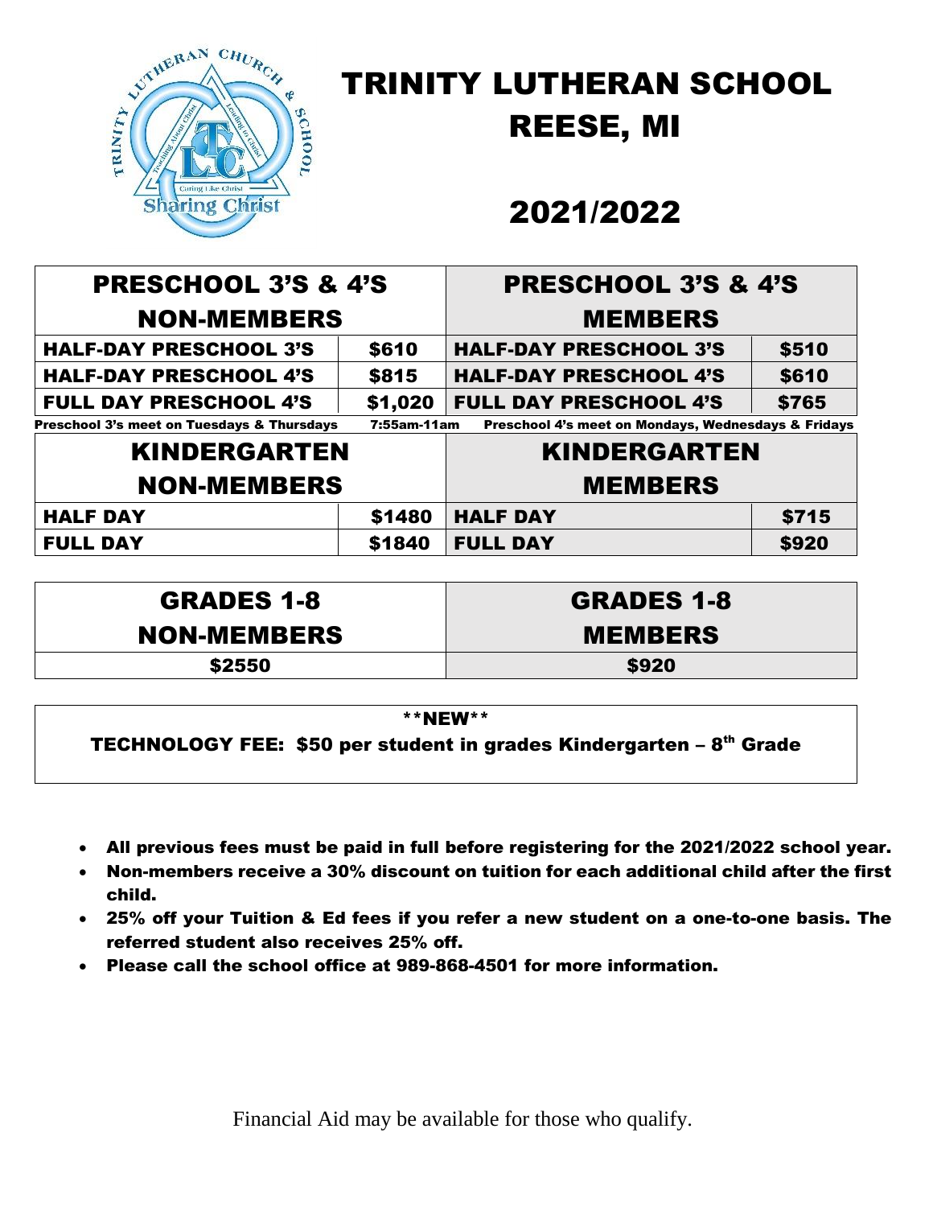# TRINITY LUTHERAN SCHOOL REESE, MI

# 2021/2022

| PRESCHOOL 3'S & 4'S NON-MEMBERS | | PRESCHOOL 3'S & 4'S MEMBERS | |
|---|---|---|---|
| HALF-DAY PRESCHOOL 3'S | $610 | HALF-DAY PRESCHOOL 3'S | $510 |
| HALF-DAY PRESCHOOL 4'S | $815 | HALF-DAY PRESCHOOL 4'S | $610 |
| FULL DAY PRESCHOOL 4'S | $1,020 | FULL DAY PRESCHOOL 4'S | $765 |

**Preschool 3's meet on Tuesdays & Thursdays 7:55am-11am Preschool 4's meet on Mondays, Wednesdays & Fridays**

| KINDERGARTEN NON-MEMBERS | | KINDERGARTEN MEMBERS | |
|---|---|---|---|
| HALF DAY | $1480 | HALF DAY | $715 |
| FULL DAY | $1840 | FULL DAY | $920 |

| GRADES 1-8 NON-MEMBERS | GRADES 1-8 MEMBERS |
|---|---|
| $2550 | $920 |

**\*\*NEW\*\***

**TECHNOLOGY FEE: $50 per student in grades Kindergarten – 8th Grade**

- **All previous fees must be paid in full before registering for the 2021/2022 school year.**
- **Non-members receive a 30% discount on tuition for each additional child after the first child.**
- **25% off your Tuition & Ed fees if you refer a new student on a one-to-one basis. The referred student also receives 25% off.**
- **Please call the school office at 989-868-4501 for more information.**

Financial Aid may be available for those who qualify.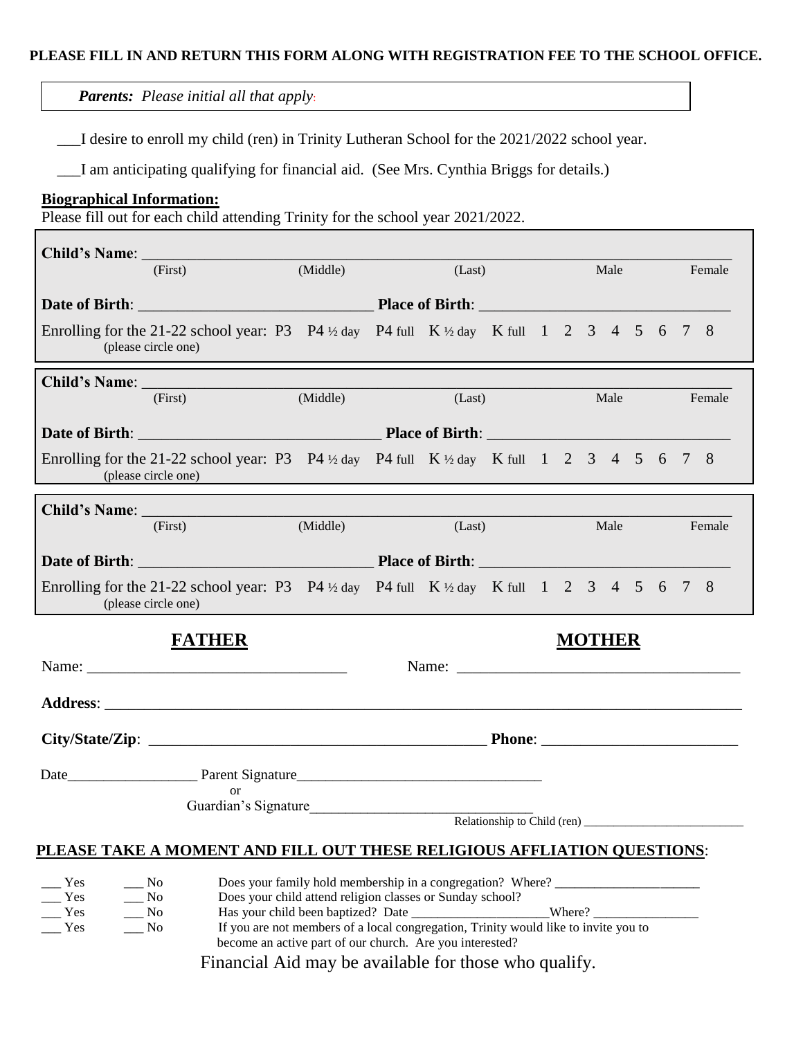**PLEASE FILL IN AND RETURN THIS FORM ALONG WITH REGISTRATION FEE TO THE SCHOOL OFFICE.**

***Parents:*** *Please initial all that apply*:

___I desire to enroll my child (ren) in Trinity Lutheran School for the 2021/2022 school year.

___I am anticipating qualifying for financial aid. (See Mrs. Cynthia Briggs for details.)

**Biographical Information:**

Please fill out for each child attending Trinity for the school year 2021/2022.

**Child's Name**: ______________________________________________________________
(First) (Middle) (Last) Male Female

**Date of Birth**: ____________________________ **Place of Birth**: ______________________________

Enrolling for the 21-22 school year: P3 P4 ½ day P4 full K ½ day K full 1 2 3 4 5 6 7 8
(please circle one)

**Child's Name**: ______________________________________________________________
(First) (Middle) (Last) Male Female

**Date of Birth**: ____________________________ **Place of Birth**: ______________________________

Enrolling for the 21-22 school year: P3 P4 ½ day P4 full K ½ day K full 1 2 3 4 5 6 7 8
(please circle one)

**Child's Name**: ______________________________________________________________
(First) (Middle) (Last) Male Female

**Date of Birth**: ____________________________ **Place of Birth**: ______________________________

Enrolling for the 21-22 school year: P3 P4 ½ day P4 full K ½ day K full 1 2 3 4 5 6 7 8
(please circle one)

**FATHER** **MOTHER**

Name: ________________________________ Name: __________________________________

**Address**: ______________________________________________________________________________

**City/State/Zip**: ___________________________________________ **Phone**: ________________________

Date_________________ Parent Signature_________________________________
or
Guardian's Signature______________________________

Relationship to Child (ren) _________________________

**PLEASE TAKE A MOMENT AND FILL OUT THESE RELIGIOUS AFFLIATION QUESTIONS**:

___ Yes ___ No Does your family hold membership in a congregation? Where? ______________________

___ Yes ___ No Does your child attend religion classes or Sunday school?

___ Yes ___ No Has your child been baptized? Date _____________________Where? ________________

___ Yes ___ No If you are not members of a local congregation, Trinity would like to invite you to become an active part of our church. Are you interested?

Financial Aid may be available for those who qualify.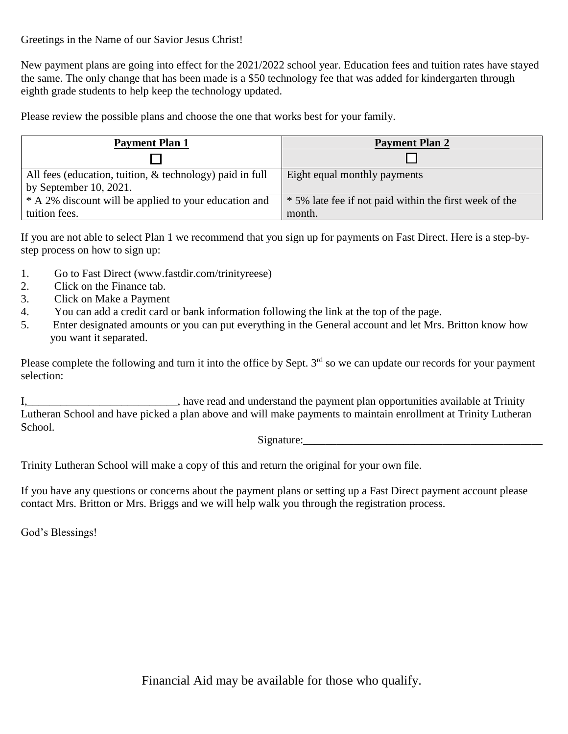Greetings in the Name of our Savior Jesus Christ!

New payment plans are going into effect for the 2021/2022 school year. Education fees and tuition rates have stayed the same. The only change that has been made is a $50 technology fee that was added for kindergarten through eighth grade students to help keep the technology updated.

Please review the possible plans and choose the one that works best for your family.

| **Payment Plan 1** | **Payment Plan 2** |
|---|---|
| ☐ | ☐ |
| All fees (education, tuition, & technology) paid in full by September 10, 2021. | Eight equal monthly payments |
| * A 2% discount will be applied to your education and tuition fees. | * 5% late fee if not paid within the first week of the month. |

If you are not able to select Plan 1 we recommend that you sign up for payments on Fast Direct. Here is a step-by-step process on how to sign up:

1. Go to Fast Direct (www.fastdir.com/trinityreese)
2. Click on the Finance tab.
3. Click on Make a Payment
4. You can add a credit card or bank information following the link at the top of the page.
5. Enter designated amounts or you can put everything in the General account and let Mrs. Britton know how you want it separated.

Please complete the following and turn it into the office by Sept. 3rd so we can update our records for your payment selection:

I,___________________________, have read and understand the payment plan opportunities available at Trinity Lutheran School and have picked a plan above and will make payments to maintain enrollment at Trinity Lutheran School.

Signature:_____________________________________________

Trinity Lutheran School will make a copy of this and return the original for your own file.

If you have any questions or concerns about the payment plans or setting up a Fast Direct payment account please contact Mrs. Britton or Mrs. Briggs and we will help walk you through the registration process.

God's Blessings!

Financial Aid may be available for those who qualify.